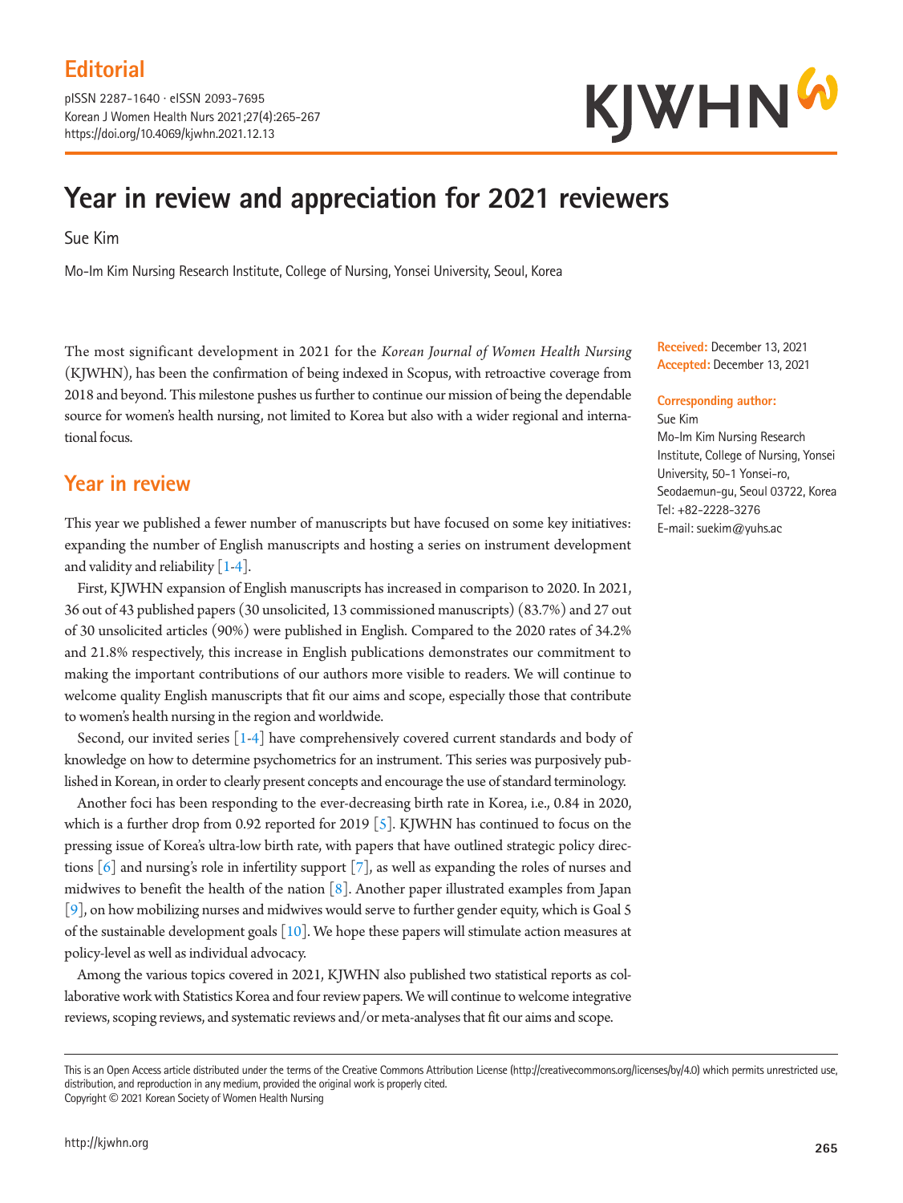Editorial

pISSN 2287-1640 · eISSN 2093-7695
Korean J Women Health Nurs 2021;27(4):265-267
https://doi.org/10.4069/kjwhn.2021.12.13

# Year in review and appreciation for 2021 reviewers

Sue Kim

Mo-Im Kim Nursing Research Institute, College of Nursing, Yonsei University, Seoul, Korea

**Received:** December 13, 2021
**Accepted:** December 13, 2021

**Corresponding author:**
Sue Kim
Mo-Im Kim Nursing Research Institute, College of Nursing, Yonsei University, 50-1 Yonsei-ro, Seodaemun-gu, Seoul 03722, Korea
Tel: +82-2228-3276
E-mail: suekim@yuhs.ac

The most significant development in 2021 for the *Korean Journal of Women Health Nursing* (KJWHN), has been the confirmation of being indexed in Scopus, with retroactive coverage from 2018 and beyond. This milestone pushes us further to continue our mission of being the dependable source for women's health nursing, not limited to Korea but also with a wider regional and international focus.

## Year in review

This year we published a fewer number of manuscripts but have focused on some key initiatives: expanding the number of English manuscripts and hosting a series on instrument development and validity and reliability [1-4].

First, KJWHN expansion of English manuscripts has increased in comparison to 2020. In 2021, 36 out of 43 published papers (30 unsolicited, 13 commissioned manuscripts) (83.7%) and 27 out of 30 unsolicited articles (90%) were published in English. Compared to the 2020 rates of 34.2% and 21.8% respectively, this increase in English publications demonstrates our commitment to making the important contributions of our authors more visible to readers. We will continue to welcome quality English manuscripts that fit our aims and scope, especially those that contribute to women's health nursing in the region and worldwide.

Second, our invited series [1-4] have comprehensively covered current standards and body of knowledge on how to determine psychometrics for an instrument. This series was purposively published in Korean, in order to clearly present concepts and encourage the use of standard terminology.

Another foci has been responding to the ever-decreasing birth rate in Korea, i.e., 0.84 in 2020, which is a further drop from 0.92 reported for 2019 [5]. KJWHN has continued to focus on the pressing issue of Korea's ultra-low birth rate, with papers that have outlined strategic policy directions [6] and nursing's role in infertility support [7], as well as expanding the roles of nurses and midwives to benefit the health of the nation [8]. Another paper illustrated examples from Japan [9], on how mobilizing nurses and midwives would serve to further gender equity, which is Goal 5 of the sustainable development goals [10]. We hope these papers will stimulate action measures at policy-level as well as individual advocacy.

Among the various topics covered in 2021, KJWHN also published two statistical reports as collaborative work with Statistics Korea and four review papers. We will continue to welcome integrative reviews, scoping reviews, and systematic reviews and/or meta-analyses that fit our aims and scope.

This is an Open Access article distributed under the terms of the Creative Commons Attribution License (http://creativecommons.org/licenses/by/4.0) which permits unrestricted use, distribution, and reproduction in any medium, provided the original work is properly cited.
Copyright © 2021 Korean Society of Women Health Nursing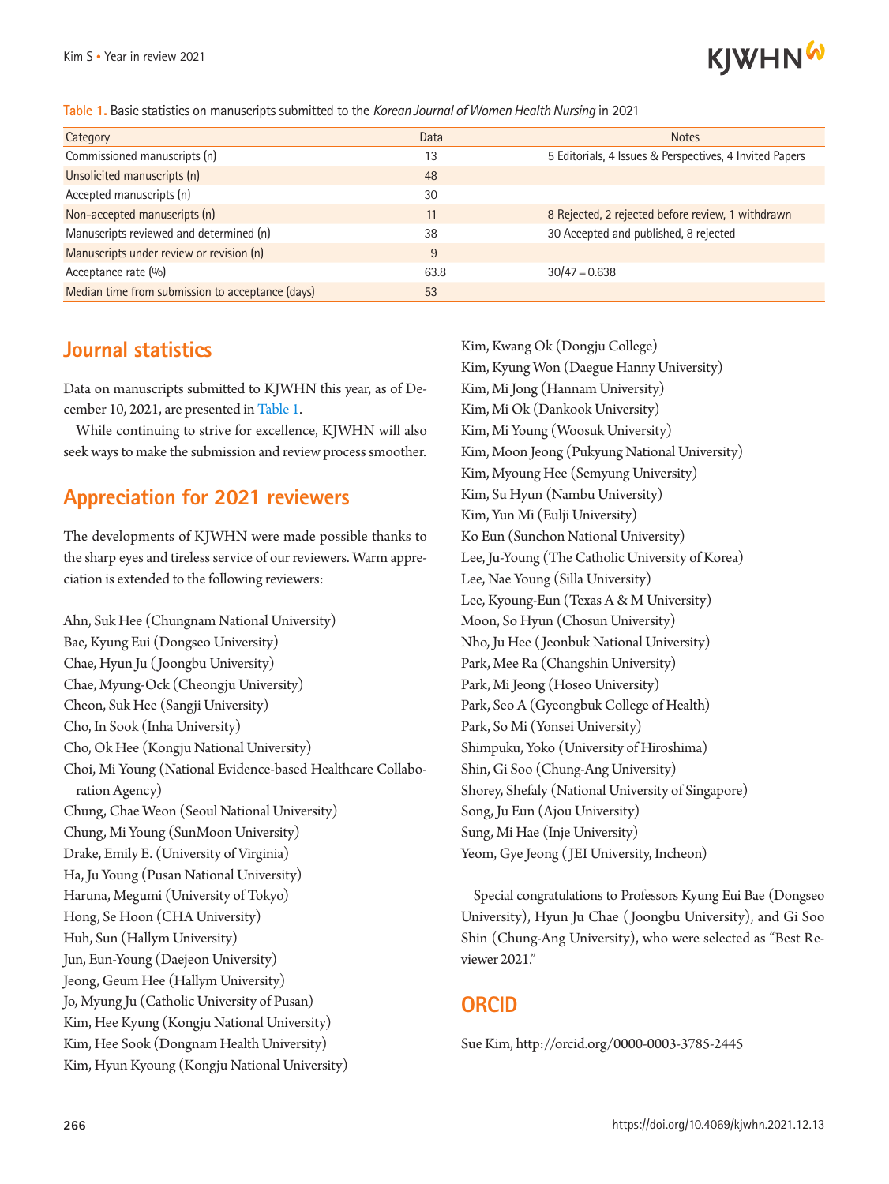Table 1. Basic statistics on manuscripts submitted to the *Korean Journal of Women Health Nursing* in 2021

| Category | Data | Notes |
|---|---|---|
| Commissioned manuscripts (n) | 13 | 5 Editorials, 4 Issues & Perspectives, 4 Invited Papers |
| Unsolicited manuscripts (n) | 48 | |
| Accepted manuscripts (n) | 30 | |
| Non-accepted manuscripts (n) | 11 | 8 Rejected, 2 rejected before review, 1 withdrawn |
| Manuscripts reviewed and determined (n) | 38 | 30 Accepted and published, 8 rejected |
| Manuscripts under review or revision (n) | 9 | |
| Acceptance rate (%) | 63.8 | 30/47 = 0.638 |
| Median time from submission to acceptance (days) | 53 | |

## Journal statistics

Data on manuscripts submitted to KJWHN this year, as of December 10, 2021, are presented in Table 1.

While continuing to strive for excellence, KJWHN will also seek ways to make the submission and review process smoother.

## Appreciation for 2021 reviewers

The developments of KJWHN were made possible thanks to the sharp eyes and tireless service of our reviewers. Warm appreciation is extended to the following reviewers:

Ahn, Suk Hee (Chungnam National University)
Bae, Kyung Eui (Dongseo University)
Chae, Hyun Ju (Joongbu University)
Chae, Myung-Ock (Cheongju University)
Cheon, Suk Hee (Sangji University)
Cho, In Sook (Inha University)
Cho, Ok Hee (Kongju National University)
Choi, Mi Young (National Evidence-based Healthcare Collaboration Agency)
Chung, Chae Weon (Seoul National University)
Chung, Mi Young (SunMoon University)
Drake, Emily E. (University of Virginia)
Ha, Ju Young (Pusan National University)
Haruna, Megumi (University of Tokyo)
Hong, Se Hoon (CHA University)
Huh, Sun (Hallym University)
Jun, Eun-Young (Daejeon University)
Jeong, Geum Hee (Hallym University)
Jo, Myung Ju (Catholic University of Pusan)
Kim, Hee Kyung (Kongju National University)
Kim, Hee Sook (Dongnam Health University)
Kim, Hyun Kyoung (Kongju National University)
Kim, Kwang Ok (Dongju College)
Kim, Kyung Won (Daegue Hanny University)
Kim, Mi Jong (Hannam University)
Kim, Mi Ok (Dankook University)
Kim, Mi Young (Woosuk University)
Kim, Moon Jeong (Pukyung National University)
Kim, Myoung Hee (Semyung University)
Kim, Su Hyun (Nambu University)
Kim, Yun Mi (Eulji University)
Ko Eun (Sunchon National University)
Lee, Ju-Young (The Catholic University of Korea)
Lee, Nae Young (Silla University)
Lee, Kyoung-Eun (Texas A & M University)
Moon, So Hyun (Chosun University)
Nho, Ju Hee (Jeonbuk National University)
Park, Mee Ra (Changshin University)
Park, Mi Jeong (Hoseo University)
Park, Seo A (Gyeongbuk College of Health)
Park, So Mi (Yonsei University)
Shimpuku, Yoko (University of Hiroshima)
Shin, Gi Soo (Chung-Ang University)
Shorey, Shefaly (National University of Singapore)
Song, Ju Eun (Ajou University)
Sung, Mi Hae (Inje University)
Yeom, Gye Jeong (JEI University, Incheon)

Special congratulations to Professors Kyung Eui Bae (Dongseo University), Hyun Ju Chae (Joongbu University), and Gi Soo Shin (Chung-Ang University), who were selected as "Best Reviewer 2021."

## ORCID

Sue Kim, http://orcid.org/0000-0003-3785-2445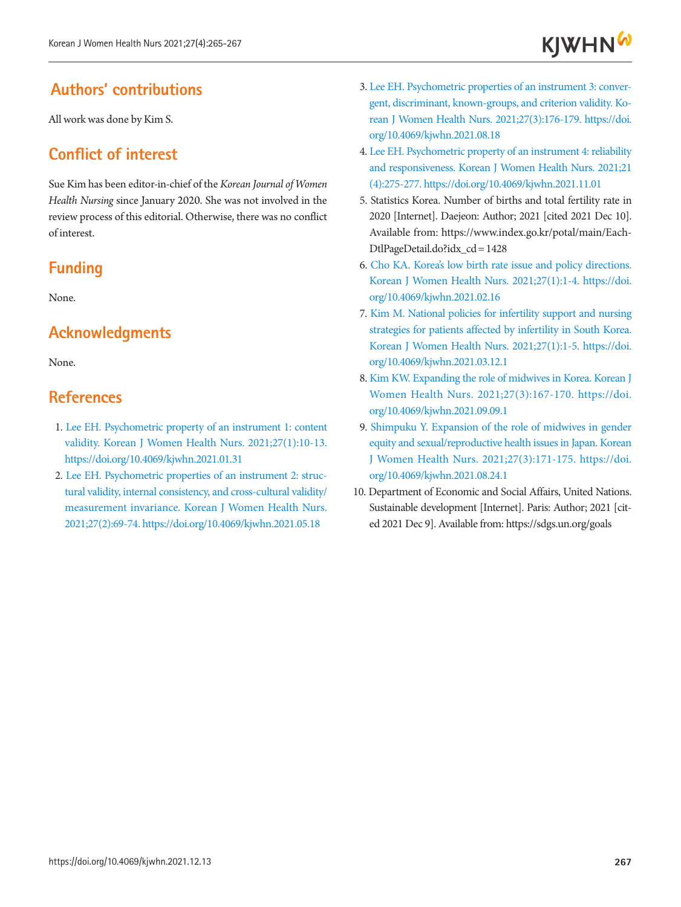## Authors' contributions

All work was done by Kim S.

## Conflict of interest

Sue Kim has been editor-in-chief of the *Korean Journal of Women Health Nursing* since January 2020. She was not involved in the review process of this editorial. Otherwise, there was no conflict of interest.

## Funding

None.

## Acknowledgments

None.

## References

1. Lee EH. Psychometric property of an instrument 1: content validity. Korean J Women Health Nurs. 2021;27(1):10-13. https://doi.org/10.4069/kjwhn.2021.01.31
2. Lee EH. Psychometric properties of an instrument 2: structural validity, internal consistency, and cross-cultural validity/measurement invariance. Korean J Women Health Nurs. 2021;27(2):69-74. https://doi.org/10.4069/kjwhn.2021.05.18
3. Lee EH. Psychometric properties of an instrument 3: convergent, discriminant, known-groups, and criterion validity. Korean J Women Health Nurs. 2021;27(3):176-179. https://doi.org/10.4069/kjwhn.2021.08.18
4. Lee EH. Psychometric property of an instrument 4: reliability and responsiveness. Korean J Women Health Nurs. 2021;21(4):275-277. https://doi.org/10.4069/kjwhn.2021.11.01
5. Statistics Korea. Number of births and total fertility rate in 2020 [Internet]. Daejeon: Author; 2021 [cited 2021 Dec 10]. Available from: https://www.index.go.kr/potal/main/EachDtlPageDetail.do?idx_cd=1428
6. Cho KA. Korea's low birth rate issue and policy directions. Korean J Women Health Nurs. 2021;27(1):1-4. https://doi.org/10.4069/kjwhn.2021.02.16
7. Kim M. National policies for infertility support and nursing strategies for patients affected by infertility in South Korea. Korean J Women Health Nurs. 2021;27(1):1-5. https://doi.org/10.4069/kjwhn.2021.03.12.1
8. Kim KW. Expanding the role of midwives in Korea. Korean J Women Health Nurs. 2021;27(3):167-170. https://doi.org/10.4069/kjwhn.2021.09.09.1
9. Shimpuku Y. Expansion of the role of midwives in gender equity and sexual/reproductive health issues in Japan. Korean J Women Health Nurs. 2021;27(3):171-175. https://doi.org/10.4069/kjwhn.2021.08.24.1
10. Department of Economic and Social Affairs, United Nations. Sustainable development [Internet]. Paris: Author; 2021 [cited 2021 Dec 9]. Available from: https://sdgs.un.org/goals